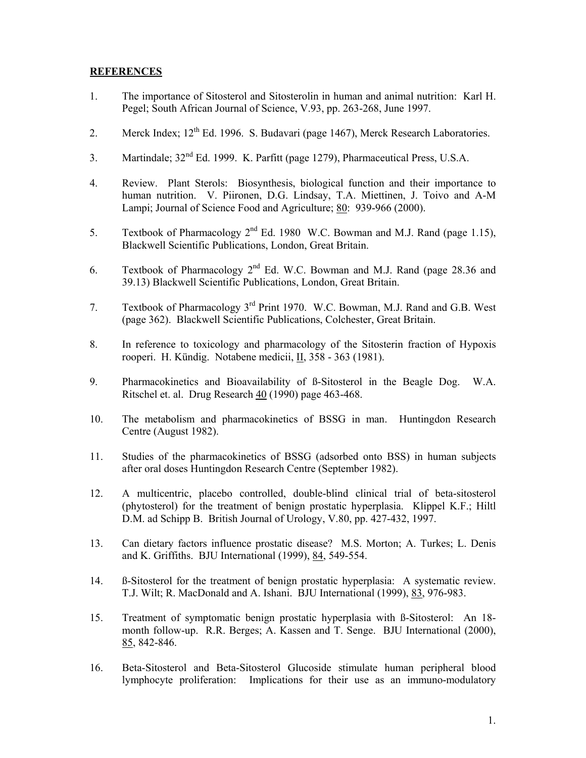**REFERENCES**

1. The importance of Sitosterol and Sitosterolin in human and animal nutrition: Karl H. Pegel; South African Journal of Science, V.93, pp. 263-268, June 1997.

2. Merck Index; 12th Ed. 1996. S. Budavari (page 1467), Merck Research Laboratories.

3. Martindale; 32nd Ed. 1999. K. Parfitt (page 1279), Pharmaceutical Press, U.S.A.

4. Review. Plant Sterols: Biosynthesis, biological function and their importance to human nutrition. V. Piironen, D.G. Lindsay, T.A. Miettinen, J. Toivo and A-M Lampi; Journal of Science Food and Agriculture; 80: 939-966 (2000).

5. Textbook of Pharmacology 2nd Ed. 1980 W.C. Bowman and M.J. Rand (page 1.15), Blackwell Scientific Publications, London, Great Britain.

6. Textbook of Pharmacology 2nd Ed. W.C. Bowman and M.J. Rand (page 28.36 and 39.13) Blackwell Scientific Publications, London, Great Britain.

7. Textbook of Pharmacology 3rd Print 1970. W.C. Bowman, M.J. Rand and G.B. West (page 362). Blackwell Scientific Publications, Colchester, Great Britain.

8. In reference to toxicology and pharmacology of the Sitosterin fraction of Hypoxis rooperi. H. Kündig. Notabene medicii, II, 358 - 363 (1981).

9. Pharmacokinetics and Bioavailability of ß-Sitosterol in the Beagle Dog. W.A. Ritschel et. al. Drug Research 40 (1990) page 463-468.

10. The metabolism and pharmacokinetics of BSSG in man. Huntingdon Research Centre (August 1982).

11. Studies of the pharmacokinetics of BSSG (adsorbed onto BSS) in human subjects after oral doses Huntingdon Research Centre (September 1982).

12. A multicentric, placebo controlled, double-blind clinical trial of beta-sitosterol (phytosterol) for the treatment of benign prostatic hyperplasia. Klippel K.F.; Hiltl D.M. ad Schipp B. British Journal of Urology, V.80, pp. 427-432, 1997.

13. Can dietary factors influence prostatic disease? M.S. Morton; A. Turkes; L. Denis and K. Griffiths. BJU International (1999), 84, 549-554.

14. ß-Sitosterol for the treatment of benign prostatic hyperplasia: A systematic review. T.J. Wilt; R. MacDonald and A. Ishani. BJU International (1999), 83, 976-983.

15. Treatment of symptomatic benign prostatic hyperplasia with ß-Sitosterol: An 18-month follow-up. R.R. Berges; A. Kassen and T. Senge. BJU International (2000), 85, 842-846.

16. Beta-Sitosterol and Beta-Sitosterol Glucoside stimulate human peripheral blood lymphocyte proliferation: Implications for their use as an immuno-modulatory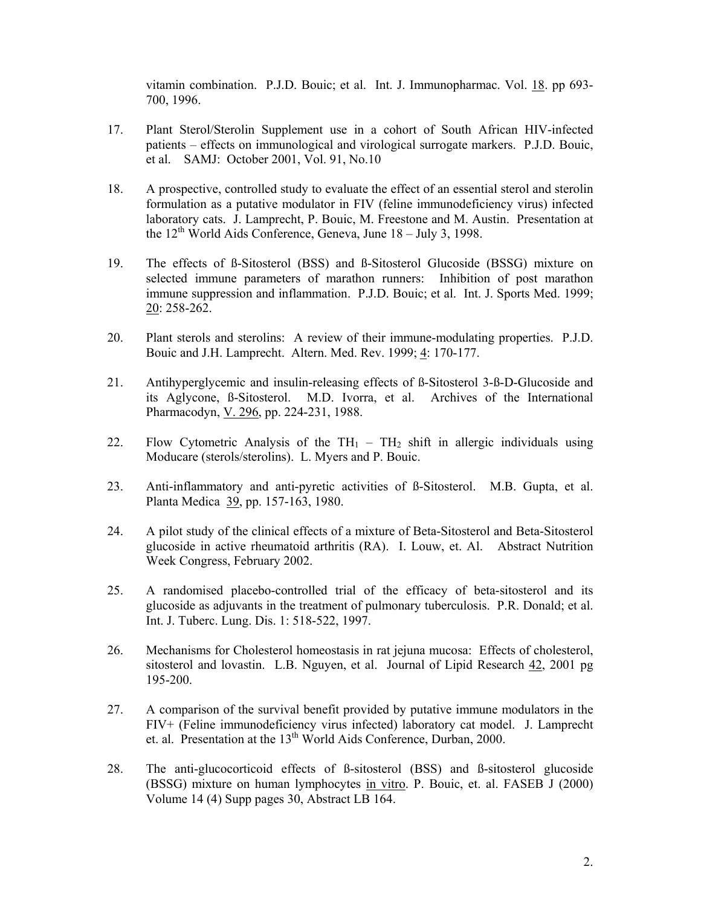vitamin combination. P.J.D. Bouic; et al. Int. J. Immunopharmac. Vol. 18. pp 693-700, 1996.

17. Plant Sterol/Sterolin Supplement use in a cohort of South African HIV-infected patients – effects on immunological and virological surrogate markers. P.J.D. Bouic, et al. SAMJ: October 2001, Vol. 91, No.10

18. A prospective, controlled study to evaluate the effect of an essential sterol and sterolin formulation as a putative modulator in FIV (feline immunodeficiency virus) infected laboratory cats. J. Lamprecht, P. Bouic, M. Freestone and M. Austin. Presentation at the 12th World Aids Conference, Geneva, June 18 – July 3, 1998.

19. The effects of ß-Sitosterol (BSS) and ß-Sitosterol Glucoside (BSSG) mixture on selected immune parameters of marathon runners: Inhibition of post marathon immune suppression and inflammation. P.J.D. Bouic; et al. Int. J. Sports Med. 1999; 20: 258-262.

20. Plant sterols and sterolins: A review of their immune-modulating properties. P.J.D. Bouic and J.H. Lamprecht. Altern. Med. Rev. 1999; 4: 170-177.

21. Antihyperglycemic and insulin-releasing effects of ß-Sitosterol 3-ß-D-Glucoside and its Aglycone, ß-Sitosterol. M.D. Ivorra, et al. Archives of the International Pharmacodyn, V. 296, pp. 224-231, 1988.

22. Flow Cytometric Analysis of the $TH_1$ – $TH_2$ shift in allergic individuals using Moducare (sterols/sterolins). L. Myers and P. Bouic.

23. Anti-inflammatory and anti-pyretic activities of ß-Sitosterol. M.B. Gupta, et al. Planta Medica 39, pp. 157-163, 1980.

24. A pilot study of the clinical effects of a mixture of Beta-Sitosterol and Beta-Sitosterol glucoside in active rheumatoid arthritis (RA). I. Louw, et. Al. Abstract Nutrition Week Congress, February 2002.

25. A randomised placebo-controlled trial of the efficacy of beta-sitosterol and its glucoside as adjuvants in the treatment of pulmonary tuberculosis. P.R. Donald; et al. Int. J. Tuberc. Lung. Dis. 1: 518-522, 1997.

26. Mechanisms for Cholesterol homeostasis in rat jejuna mucosa: Effects of cholesterol, sitosterol and lovastin. L.B. Nguyen, et al. Journal of Lipid Research 42, 2001 pg 195-200.

27. A comparison of the survival benefit provided by putative immune modulators in the FIV+ (Feline immunodeficiency virus infected) laboratory cat model. J. Lamprecht et. al. Presentation at the 13th World Aids Conference, Durban, 2000.

28. The anti-glucocorticoid effects of ß-sitosterol (BSS) and ß-sitosterol glucoside (BSSG) mixture on human lymphocytes in vitro. P. Bouic, et. al. FASEB J (2000) Volume 14 (4) Supp pages 30, Abstract LB 164.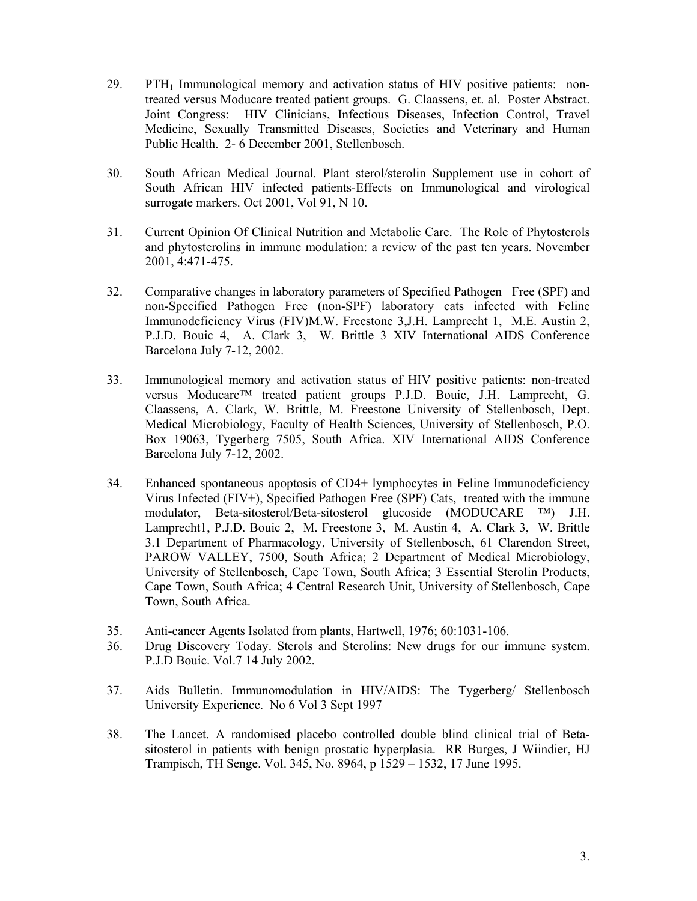29. $PTH_1$ Immunological memory and activation status of HIV positive patients: non-treated versus Moducare treated patient groups. G. Claassens, et. al. Poster Abstract. Joint Congress: HIV Clinicians, Infectious Diseases, Infection Control, Travel Medicine, Sexually Transmitted Diseases, Societies and Veterinary and Human Public Health. 2- 6 December 2001, Stellenbosch.

30. South African Medical Journal. Plant sterol/sterolin Supplement use in cohort of South African HIV infected patients-Effects on Immunological and virological surrogate markers. Oct 2001, Vol 91, N 10.

31. Current Opinion Of Clinical Nutrition and Metabolic Care. The Role of Phytosterols and phytosterolins in immune modulation: a review of the past ten years. November 2001, 4:471-475.

32. Comparative changes in laboratory parameters of Specified Pathogen Free (SPF) and non-Specified Pathogen Free (non-SPF) laboratory cats infected with Feline Immunodeficiency Virus (FIV)M.W. Freestone 3,J.H. Lamprecht 1, M.E. Austin 2, P.J.D. Bouic 4, A. Clark 3, W. Brittle 3 XIV International AIDS Conference Barcelona July 7-12, 2002.

33. Immunological memory and activation status of HIV positive patients: non-treated versus Moducare™ treated patient groups P.J.D. Bouic, J.H. Lamprecht, G. Claassens, A. Clark, W. Brittle, M. Freestone University of Stellenbosch, Dept. Medical Microbiology, Faculty of Health Sciences, University of Stellenbosch, P.O. Box 19063, Tygerberg 7505, South Africa. XIV International AIDS Conference Barcelona July 7-12, 2002.

34. Enhanced spontaneous apoptosis of CD4+ lymphocytes in Feline Immunodeficiency Virus Infected (FIV+), Specified Pathogen Free (SPF) Cats, treated with the immune modulator, Beta-sitosterol/Beta-sitosterol glucoside (MODUCARE ™) J.H. Lamprecht1, P.J.D. Bouic 2, M. Freestone 3, M. Austin 4, A. Clark 3, W. Brittle 3.1 Department of Pharmacology, University of Stellenbosch, 61 Clarendon Street, PAROW VALLEY, 7500, South Africa; 2 Department of Medical Microbiology, University of Stellenbosch, Cape Town, South Africa; 3 Essential Sterolin Products, Cape Town, South Africa; 4 Central Research Unit, University of Stellenbosch, Cape Town, South Africa.

35. Anti-cancer Agents Isolated from plants, Hartwell, 1976; 60:1031-106.

36. Drug Discovery Today. Sterols and Sterolins: New drugs for our immune system. P.J.D Bouic. Vol.7 14 July 2002.

37. Aids Bulletin. Immunomodulation in HIV/AIDS: The Tygerberg/ Stellenbosch University Experience. No 6 Vol 3 Sept 1997

38. The Lancet. A randomised placebo controlled double blind clinical trial of Beta-sitosterol in patients with benign prostatic hyperplasia. RR Burges, J Wiindier, HJ Trampisch, TH Senge. Vol. 345, No. 8964, p 1529 – 1532, 17 June 1995.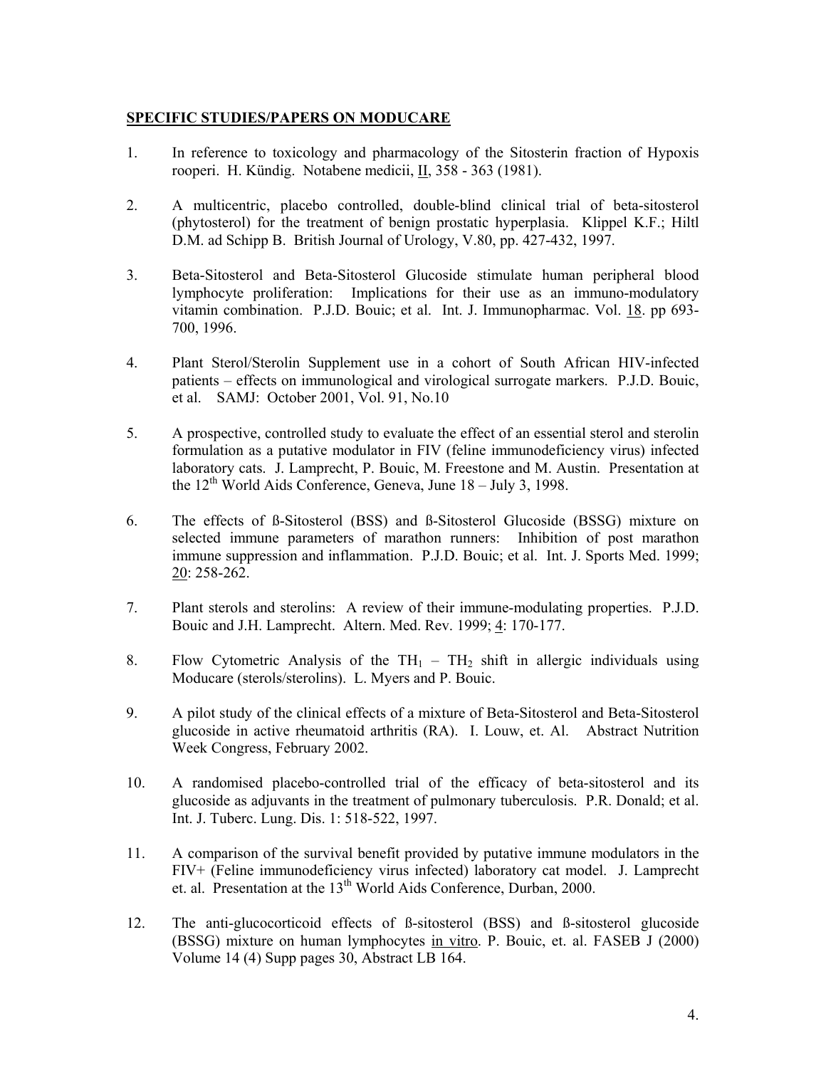## SPECIFIC STUDIES/PAPERS ON MODUCARE

1. In reference to toxicology and pharmacology of the Sitosterin fraction of Hypoxis rooperi. H. Kündig. Notabene medicii, II, 358 - 363 (1981).

2. A multicentric, placebo controlled, double-blind clinical trial of beta-sitosterol (phytosterol) for the treatment of benign prostatic hyperplasia. Klippel K.F.; Hiltl D.M. ad Schipp B. British Journal of Urology, V.80, pp. 427-432, 1997.

3. Beta-Sitosterol and Beta-Sitosterol Glucoside stimulate human peripheral blood lymphocyte proliferation: Implications for their use as an immuno-modulatory vitamin combination. P.J.D. Bouic; et al. Int. J. Immunopharmac. Vol. 18. pp 693-700, 1996.

4. Plant Sterol/Sterolin Supplement use in a cohort of South African HIV-infected patients – effects on immunological and virological surrogate markers. P.J.D. Bouic, et al. SAMJ: October 2001, Vol. 91, No.10

5. A prospective, controlled study to evaluate the effect of an essential sterol and sterolin formulation as a putative modulator in FIV (feline immunodeficiency virus) infected laboratory cats. J. Lamprecht, P. Bouic, M. Freestone and M. Austin. Presentation at the 12th World Aids Conference, Geneva, June 18 – July 3, 1998.

6. The effects of ß-Sitosterol (BSS) and ß-Sitosterol Glucoside (BSSG) mixture on selected immune parameters of marathon runners: Inhibition of post marathon immune suppression and inflammation. P.J.D. Bouic; et al. Int. J. Sports Med. 1999; 20: 258-262.

7. Plant sterols and sterolins: A review of their immune-modulating properties. P.J.D. Bouic and J.H. Lamprecht. Altern. Med. Rev. 1999; 4: 170-177.

8. Flow Cytometric Analysis of the $TH_1$ – $TH_2$ shift in allergic individuals using Moducare (sterols/sterolins). L. Myers and P. Bouic.

9. A pilot study of the clinical effects of a mixture of Beta-Sitosterol and Beta-Sitosterol glucoside in active rheumatoid arthritis (RA). I. Louw, et. Al. Abstract Nutrition Week Congress, February 2002.

10. A randomised placebo-controlled trial of the efficacy of beta-sitosterol and its glucoside as adjuvants in the treatment of pulmonary tuberculosis. P.R. Donald; et al. Int. J. Tuberc. Lung. Dis. 1: 518-522, 1997.

11. A comparison of the survival benefit provided by putative immune modulators in the FIV+ (Feline immunodeficiency virus infected) laboratory cat model. J. Lamprecht et. al. Presentation at the 13th World Aids Conference, Durban, 2000.

12. The anti-glucocorticoid effects of ß-sitosterol (BSS) and ß-sitosterol glucoside (BSSG) mixture on human lymphocytes in vitro. P. Bouic, et. al. FASEB J (2000) Volume 14 (4) Supp pages 30, Abstract LB 164.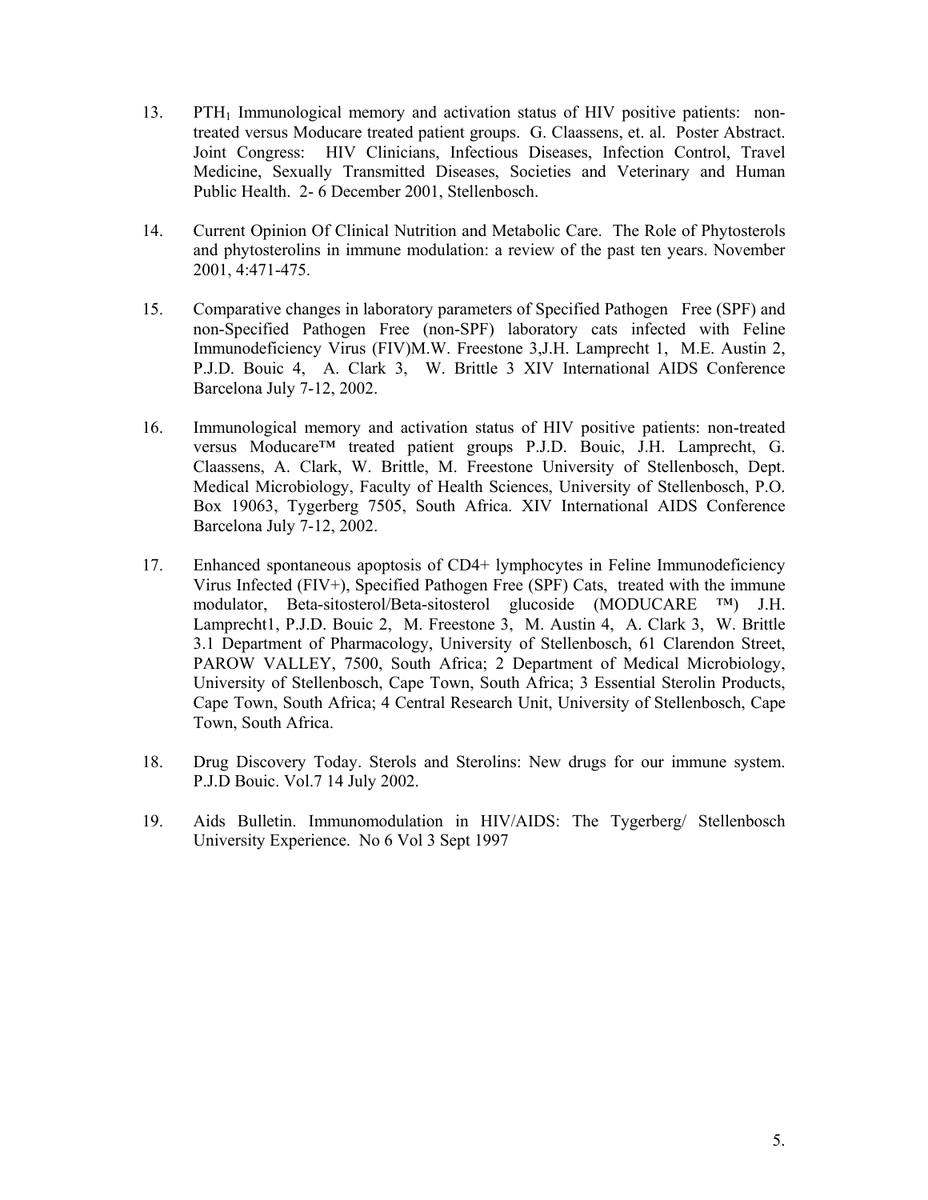13. $PTH_1$ Immunological memory and activation status of HIV positive patients: non-treated versus Moducare treated patient groups. G. Claassens, et. al. Poster Abstract. Joint Congress: HIV Clinicians, Infectious Diseases, Infection Control, Travel Medicine, Sexually Transmitted Diseases, Societies and Veterinary and Human Public Health. 2- 6 December 2001, Stellenbosch.

14. Current Opinion Of Clinical Nutrition and Metabolic Care. The Role of Phytosterols and phytosterolins in immune modulation: a review of the past ten years. November 2001, 4:471-475.

15. Comparative changes in laboratory parameters of Specified Pathogen Free (SPF) and non-Specified Pathogen Free (non-SPF) laboratory cats infected with Feline Immunodeficiency Virus (FIV)M.W. Freestone 3,J.H. Lamprecht 1, M.E. Austin 2, P.J.D. Bouic 4, A. Clark 3, W. Brittle 3 XIV International AIDS Conference Barcelona July 7-12, 2002.

16. Immunological memory and activation status of HIV positive patients: non-treated versus Moducare™ treated patient groups P.J.D. Bouic, J.H. Lamprecht, G. Claassens, A. Clark, W. Brittle, M. Freestone University of Stellenbosch, Dept. Medical Microbiology, Faculty of Health Sciences, University of Stellenbosch, P.O. Box 19063, Tygerberg 7505, South Africa. XIV International AIDS Conference Barcelona July 7-12, 2002.

17. Enhanced spontaneous apoptosis of CD4+ lymphocytes in Feline Immunodeficiency Virus Infected (FIV+), Specified Pathogen Free (SPF) Cats, treated with the immune modulator, Beta-sitosterol/Beta-sitosterol glucoside (MODUCARE ™) J.H. Lamprecht1, P.J.D. Bouic 2, M. Freestone 3, M. Austin 4, A. Clark 3, W. Brittle 3.1 Department of Pharmacology, University of Stellenbosch, 61 Clarendon Street, PAROW VALLEY, 7500, South Africa; 2 Department of Medical Microbiology, University of Stellenbosch, Cape Town, South Africa; 3 Essential Sterolin Products, Cape Town, South Africa; 4 Central Research Unit, University of Stellenbosch, Cape Town, South Africa.

18. Drug Discovery Today. Sterols and Sterolins: New drugs for our immune system. P.J.D Bouic. Vol.7 14 July 2002.

19. Aids Bulletin. Immunomodulation in HIV/AIDS: The Tygerberg/ Stellenbosch University Experience. No 6 Vol 3 Sept 1997